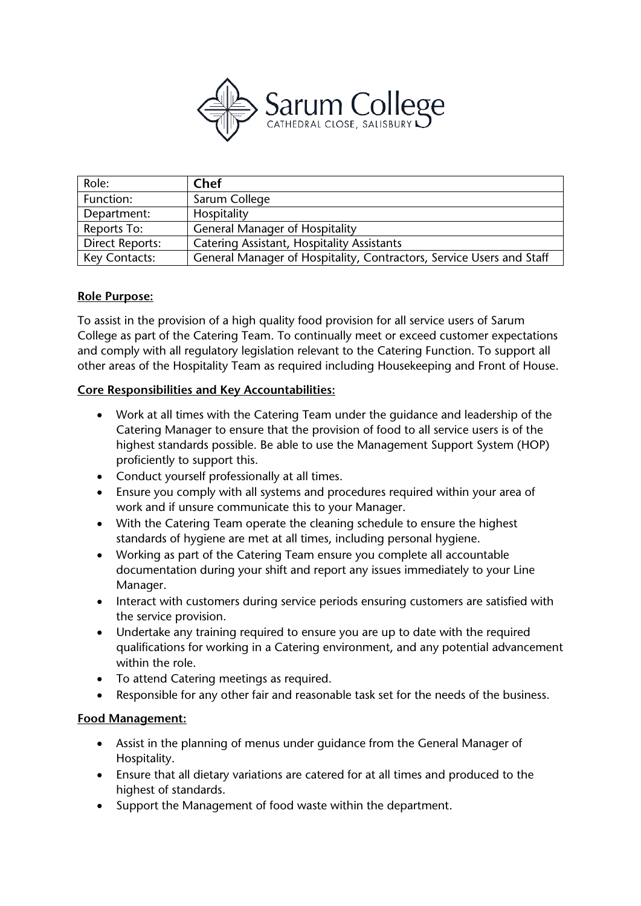Sarum College
CATHEDRAL CLOSE, SALISBURY

| Role: | **Chef** |
|---|---|
| Function: | Sarum College |
| Department: | Hospitality |
| Reports To: | General Manager of Hospitality |
| Direct Reports: | Catering Assistant, Hospitality Assistants |
| Key Contacts: | General Manager of Hospitality, Contractors, Service Users and Staff |

**Role Purpose:**

To assist in the provision of a high quality food provision for all service users of Sarum College as part of the Catering Team. To continually meet or exceed customer expectations and comply with all regulatory legislation relevant to the Catering Function. To support all other areas of the Hospitality Team as required including Housekeeping and Front of House.

**Core Responsibilities and Key Accountabilities:**

- Work at all times with the Catering Team under the guidance and leadership of the Catering Manager to ensure that the provision of food to all service users is of the highest standards possible. Be able to use the Management Support System (HOP) proficiently to support this.
- Conduct yourself professionally at all times.
- Ensure you comply with all systems and procedures required within your area of work and if unsure communicate this to your Manager.
- With the Catering Team operate the cleaning schedule to ensure the highest standards of hygiene are met at all times, including personal hygiene.
- Working as part of the Catering Team ensure you complete all accountable documentation during your shift and report any issues immediately to your Line Manager.
- Interact with customers during service periods ensuring customers are satisfied with the service provision.
- Undertake any training required to ensure you are up to date with the required qualifications for working in a Catering environment, and any potential advancement within the role.
- To attend Catering meetings as required.
- Responsible for any other fair and reasonable task set for the needs of the business.

**Food Management:**

- Assist in the planning of menus under guidance from the General Manager of Hospitality.
- Ensure that all dietary variations are catered for at all times and produced to the highest of standards.
- Support the Management of food waste within the department.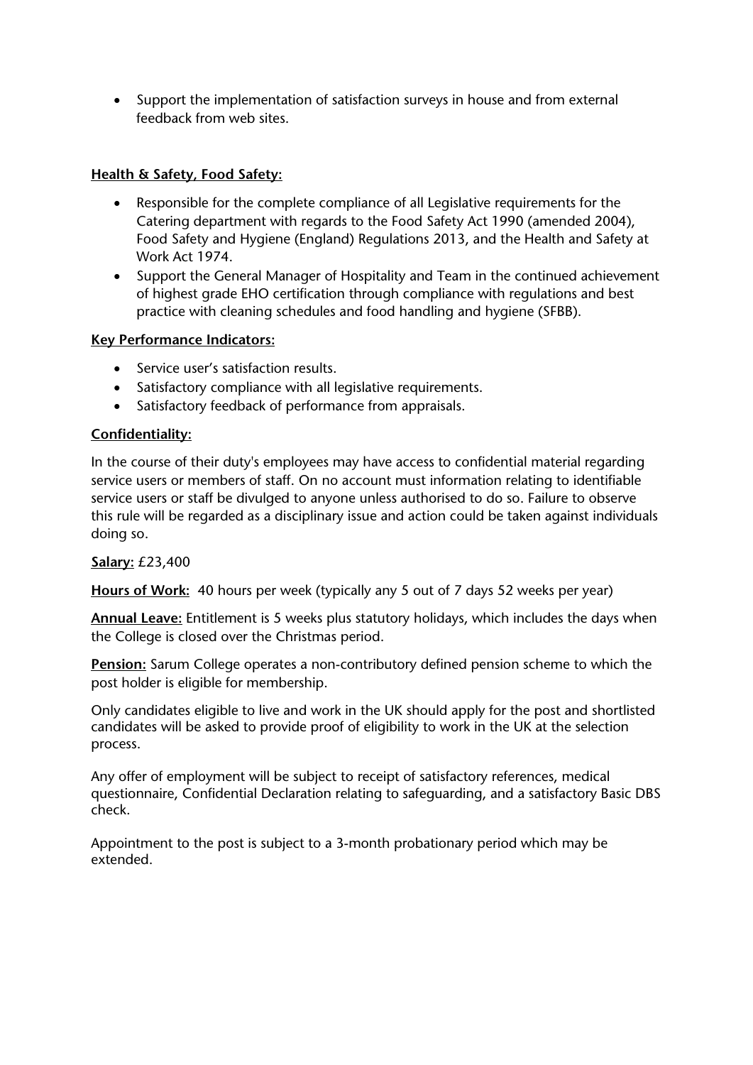- Support the implementation of satisfaction surveys in house and from external feedback from web sites.

**Health & Safety, Food Safety:**

- Responsible for the complete compliance of all Legislative requirements for the Catering department with regards to the Food Safety Act 1990 (amended 2004), Food Safety and Hygiene (England) Regulations 2013, and the Health and Safety at Work Act 1974.
- Support the General Manager of Hospitality and Team in the continued achievement of highest grade EHO certification through compliance with regulations and best practice with cleaning schedules and food handling and hygiene (SFBB).

**Key Performance Indicators:**

- Service user's satisfaction results.
- Satisfactory compliance with all legislative requirements.
- Satisfactory feedback of performance from appraisals.

**Confidentiality:**

In the course of their duty's employees may have access to confidential material regarding service users or members of staff. On no account must information relating to identifiable service users or staff be divulged to anyone unless authorised to do so. Failure to observe this rule will be regarded as a disciplinary issue and action could be taken against individuals doing so.

**Salary:** £23,400

**Hours of Work:** 40 hours per week (typically any 5 out of 7 days 52 weeks per year)

**Annual Leave:** Entitlement is 5 weeks plus statutory holidays, which includes the days when the College is closed over the Christmas period.

**Pension:** Sarum College operates a non-contributory defined pension scheme to which the post holder is eligible for membership.

Only candidates eligible to live and work in the UK should apply for the post and shortlisted candidates will be asked to provide proof of eligibility to work in the UK at the selection process.

Any offer of employment will be subject to receipt of satisfactory references, medical questionnaire, Confidential Declaration relating to safeguarding, and a satisfactory Basic DBS check.

Appointment to the post is subject to a 3-month probationary period which may be extended.